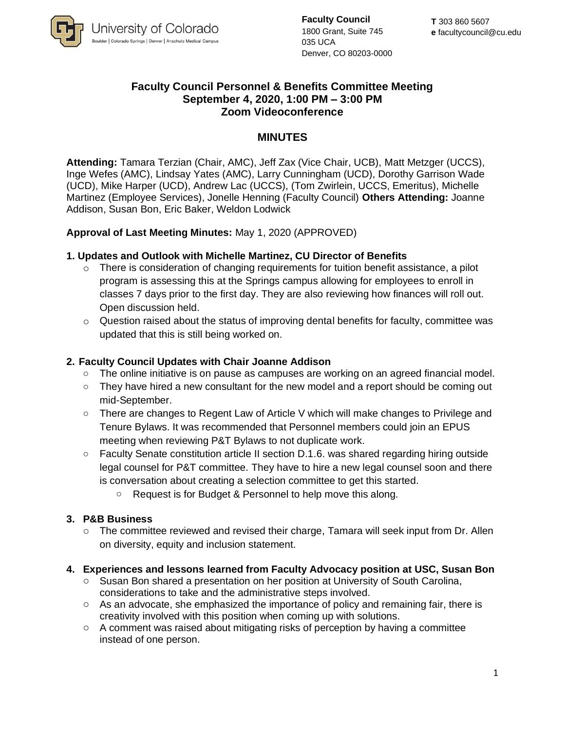University of Colorado
Boulder | Colorado Springs | Denver | Anschutz Medical Campus

**Faculty Council**
1800 Grant, Suite 745
035 UCA
Denver, CO 80203-0000

**T** 303 860 5607
**e** facultycouncil@cu.edu

# Faculty Council Personnel & Benefits Committee Meeting
## September 4, 2020, 1:00 PM – 3:00 PM
## Zoom Videoconference

## MINUTES

**Attending:** Tamara Terzian (Chair, AMC), Jeff Zax (Vice Chair, UCB), Matt Metzger (UCCS), Inge Wefes (AMC), Lindsay Yates (AMC), Larry Cunningham (UCD), Dorothy Garrison Wade (UCD), Mike Harper (UCD), Andrew Lac (UCCS), (Tom Zwirlein, UCCS, Emeritus), Michelle Martinez (Employee Services), Jonelle Henning (Faculty Council) **Others Attending:** Joanne Addison, Susan Bon, Eric Baker, Weldon Lodwick

**Approval of Last Meeting Minutes:** May 1, 2020 (APPROVED)

**1. Updates and Outlook with Michelle Martinez, CU Director of Benefits**

- There is consideration of changing requirements for tuition benefit assistance, a pilot program is assessing this at the Springs campus allowing for employees to enroll in classes 7 days prior to the first day. They are also reviewing how finances will roll out. Open discussion held.
- Question raised about the status of improving dental benefits for faculty, committee was updated that this is still being worked on.

**2. Faculty Council Updates with Chair Joanne Addison**

- The online initiative is on pause as campuses are working on an agreed financial model.
- They have hired a new consultant for the new model and a report should be coming out mid-September.
- There are changes to Regent Law of Article V which will make changes to Privilege and Tenure Bylaws. It was recommended that Personnel members could join an EPUS meeting when reviewing P&T Bylaws to not duplicate work.
- Faculty Senate constitution article II section D.1.6. was shared regarding hiring outside legal counsel for P&T committee. They have to hire a new legal counsel soon and there is conversation about creating a selection committee to get this started.
  - Request is for Budget & Personnel to help move this along.

**3. P&B Business**

- The committee reviewed and revised their charge, Tamara will seek input from Dr. Allen on diversity, equity and inclusion statement.

**4. Experiences and lessons learned from Faculty Advocacy position at USC, Susan Bon**

- Susan Bon shared a presentation on her position at University of South Carolina, considerations to take and the administrative steps involved.
- As an advocate, she emphasized the importance of policy and remaining fair, there is creativity involved with this position when coming up with solutions.
- A comment was raised about mitigating risks of perception by having a committee instead of one person.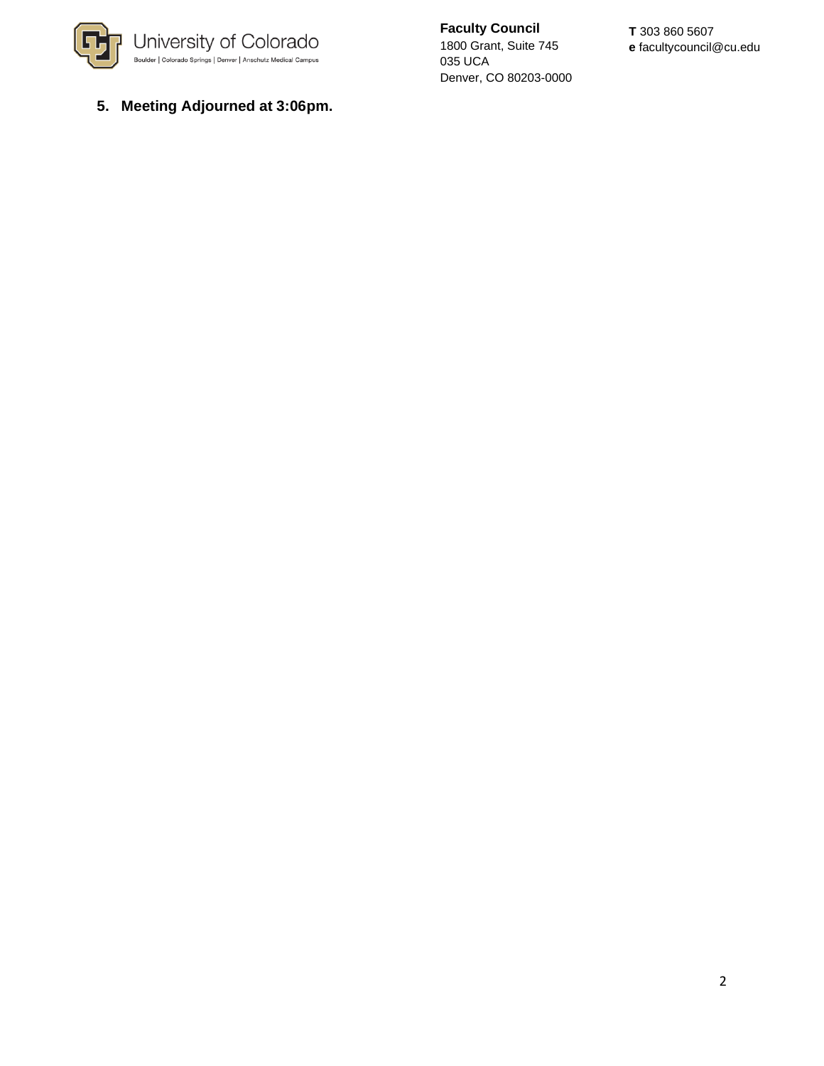**5. Meeting Adjourned at 3:06pm.**